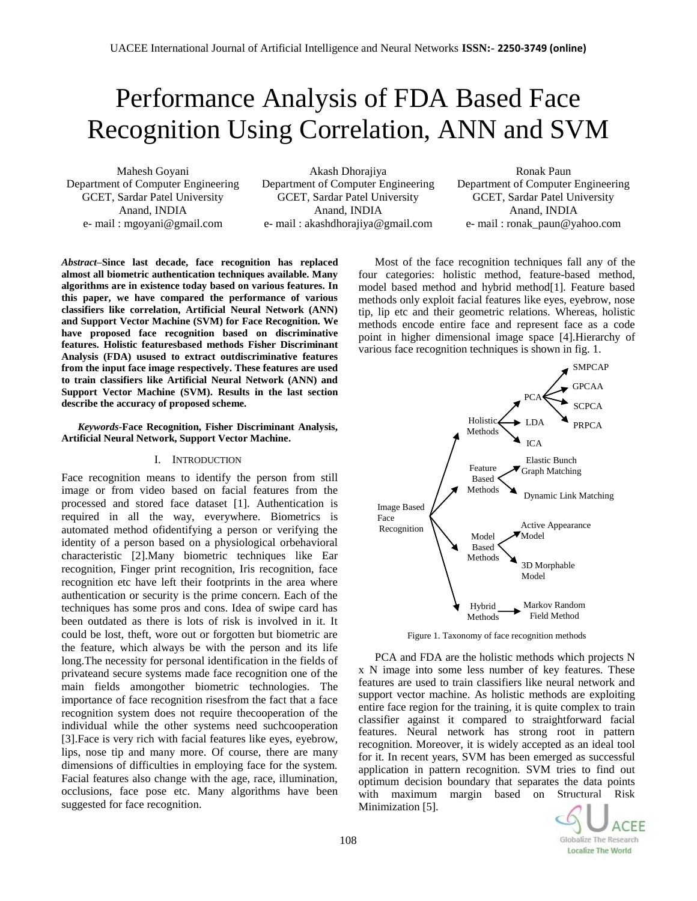# Performance Analysis of FDA Based Face Recognition Using Correlation, ANN and SVM

Mahesh Goyani
Department of Computer Engineering
GCET, Sardar Patel University
Anand, INDIA
e- mail : mgoyani@gmail.com

Akash Dhorajiya
Department of Computer Engineering
GCET, Sardar Patel University
Anand, INDIA
e- mail : akashdhorajiya@gmail.com

Ronak Paun
Department of Computer Engineering
GCET, Sardar Patel University
Anand, INDIA
e- mail : ronak_paun@yahoo.com

***Abstract*–Since last decade, face recognition has replaced almost all biometric authentication techniques available. Many algorithms are in existence today based on various features. In this paper, we have compared the performance of various classifiers like correlation, Artificial Neural Network (ANN) and Support Vector Machine (SVM) for Face Recognition. We have proposed face recognition based on discriminative features. Holistic featuresbased methods Fisher Discriminant Analysis (FDA) usused to extract outdiscriminative features from the input face image respectively. These features are used to train classifiers like Artificial Neural Network (ANN) and Support Vector Machine (SVM). Results in the last section describe the accuracy of proposed scheme.**

***Keywords*-Face Recognition, Fisher Discriminant Analysis, Artificial Neural Network, Support Vector Machine.**

## I. Introduction

Face recognition means to identify the person from still image or from video based on facial features from the processed and stored face dataset [1]. Authentication is required in all the way, everywhere. Biometrics is automated method ofidentifying a person or verifying the identity of a person based on a physiological orbehavioral characteristic [2].Many biometric techniques like Ear recognition, Finger print recognition, Iris recognition, face recognition etc have left their footprints in the area where authentication or security is the prime concern. Each of the techniques has some pros and cons. Idea of swipe card has been outdated as there is lots of risk is involved in it. It could be lost, theft, wore out or forgotten but biometric are the feature, which always be with the person and its life long.The necessity for personal identification in the fields of privateand secure systems made face recognition one of the main fields amongother biometric technologies. The importance of face recognition risesfrom the fact that a face recognition system does not require thecooperation of the individual while the other systems need suchcooperation [3].Face is very rich with facial features like eyes, eyebrow, lips, nose tip and many more. Of course, there are many dimensions of difficulties in employing face for the system. Facial features also change with the age, race, illumination, occlusions, face pose etc. Many algorithms have been suggested for face recognition.

Most of the face recognition techniques fall any of the four categories: holistic method, feature-based method, model based method and hybrid method[1]. Feature based methods only exploit facial features like eyes, eyebrow, nose tip, lip etc and their geometric relations. Whereas, holistic methods encode entire face and represent face as a code point in higher dimensional image space [4].Hierarchy of various face recognition techniques is shown in fig. 1.

- Image Based Face Recognition
  - Holistic Methods
    - PCA
      - SMPCAP
      - GPCAA
      - SCPCA
      - PRPCA
    - LDA
    - ICA
  - Feature Based Methods
    - Elastic Bunch Graph Matching
    - Dynamic Link Matching
  - Model Based Methods
    - Active Appearance Model
    - 3D Morphable Model
  - Hybrid Methods
    - Markov Random Field Method

Figure 1. Taxonomy of face recognition methods

PCA and FDA are the holistic methods which projects N x N image into some less number of key features. These features are used to train classifiers like neural network and support vector machine. As holistic methods are exploiting entire face region for the training, it is quite complex to train classifier against it compared to straightforward facial features. Neural network has strong root in pattern recognition. Moreover, it is widely accepted as an ideal tool for it. In recent years, SVM has been emerged as successful application in pattern recognition. SVM tries to find out optimum decision boundary that separates the data points with maximum margin based on Structural Risk Minimization [5].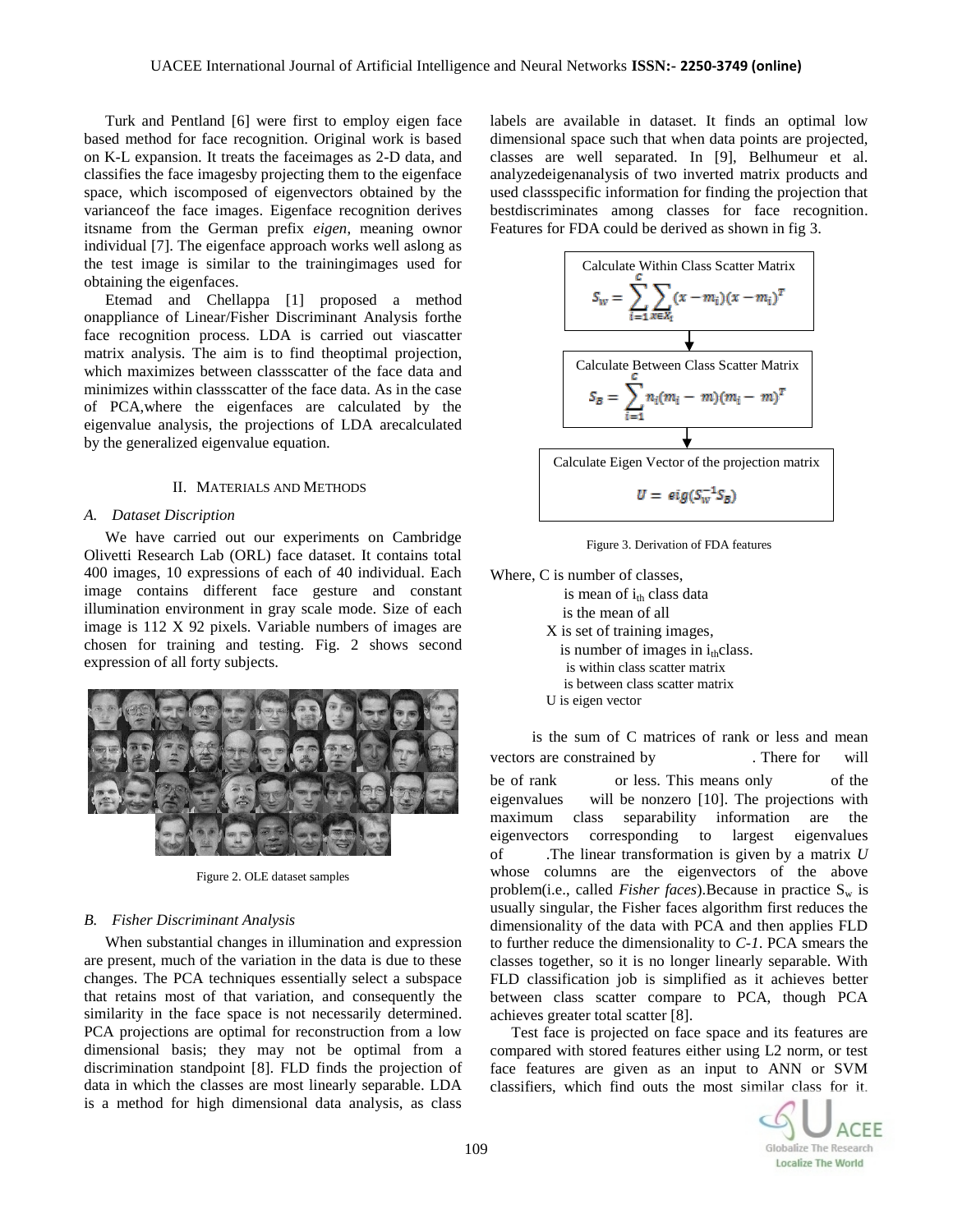Turk and Pentland [6] were first to employ eigen face based method for face recognition. Original work is based on K-L expansion. It treats the faceimages as 2-D data, and classifies the face imagesby projecting them to the eigenface space, which iscomposed of eigenvectors obtained by the varianceof the face images. Eigenface recognition derives itsname from the German prefix *eigen*, meaning ownor individual [7]. The eigenface approach works well aslong as the test image is similar to the trainingimages used for obtaining the eigenfaces.

Etemad and Chellappa [1] proposed a method onappliance of Linear/Fisher Discriminant Analysis forthe face recognition process. LDA is carried out viascatter matrix analysis. The aim is to find theoptimal projection, which maximizes between classscatter of the face data and minimizes within classscatter of the face data. As in the case of PCA,where the eigenfaces are calculated by the eigenvalue analysis, the projections of LDA arecalculated by the generalized eigenvalue equation.

## II. Materials and Methods

### A. Dataset Discription

We have carried out our experiments on Cambridge Olivetti Research Lab (ORL) face dataset. It contains total 400 images, 10 expressions of each of 40 individual. Each image contains different face gesture and constant illumination environment in gray scale mode. Size of each image is 112 X 92 pixels. Variable numbers of images are chosen for training and testing. Fig. 2 shows second expression of all forty subjects.

Figure 2. OLE dataset samples

### B. Fisher Discriminant Analysis

When substantial changes in illumination and expression are present, much of the variation in the data is due to these changes. The PCA techniques essentially select a subspace that retains most of that variation, and consequently the similarity in the face space is not necessarily determined. PCA projections are optimal for reconstruction from a low dimensional basis; they may not be optimal from a discrimination standpoint [8]. FLD finds the projection of data in which the classes are most linearly separable. LDA is a method for high dimensional data analysis, as class labels are available in dataset. It finds an optimal low dimensional space such that when data points are projected, classes are well separated. In [9], Belhumeur et al. analyzedeigenanalysis of two inverted matrix products and used classspecific information for finding the projection that bestdiscriminates among classes for face recognition. Features for FDA could be derived as shown in fig 3.

Calculate Within Class Scatter Matrix

$$S_W = \sum_{i=1}^{C} \sum_{x \in X_i} (x - m_i)(x - m_i)^T$$

↓

Calculate Between Class Scatter Matrix

$$S_B = \sum_{i=1}^{C} n_i (m_i - m)(m_i - m)^T$$

↓

Calculate Eigen Vector of the projection matrix

$$U = eig(S_W^{-1} S_B)$$

Figure 3. Derivation of FDA features

Where, C is number of classes,
is mean of $i_{th}$ class data
is the mean of all
X is set of training images,
is number of images in $i_{th}$class.
is within class scatter matrix
is between class scatter matrix
U is eigen vector

is the sum of C matrices of rank or less and mean vectors are constrained by . There for will be of rank or less. This means only of the eigenvalues will be nonzero [10]. The projections with maximum class separability information are the eigenvectors corresponding to largest eigenvalues of .The linear transformation is given by a matrix *U* whose columns are the eigenvectors of the above problem(i.e., called *Fisher faces*).Because in practice $S_w$ is usually singular, the Fisher faces algorithm first reduces the dimensionality of the data with PCA and then applies FLD to further reduce the dimensionality to *C-1*. PCA smears the classes together, so it is no longer linearly separable. With FLD classification job is simplified as it achieves better between class scatter compare to PCA, though PCA achieves greater total scatter [8].

Test face is projected on face space and its features are compared with stored features either using L2 norm, or test face features are given as an input to ANN or SVM classifiers, which find outs the most similar class for it.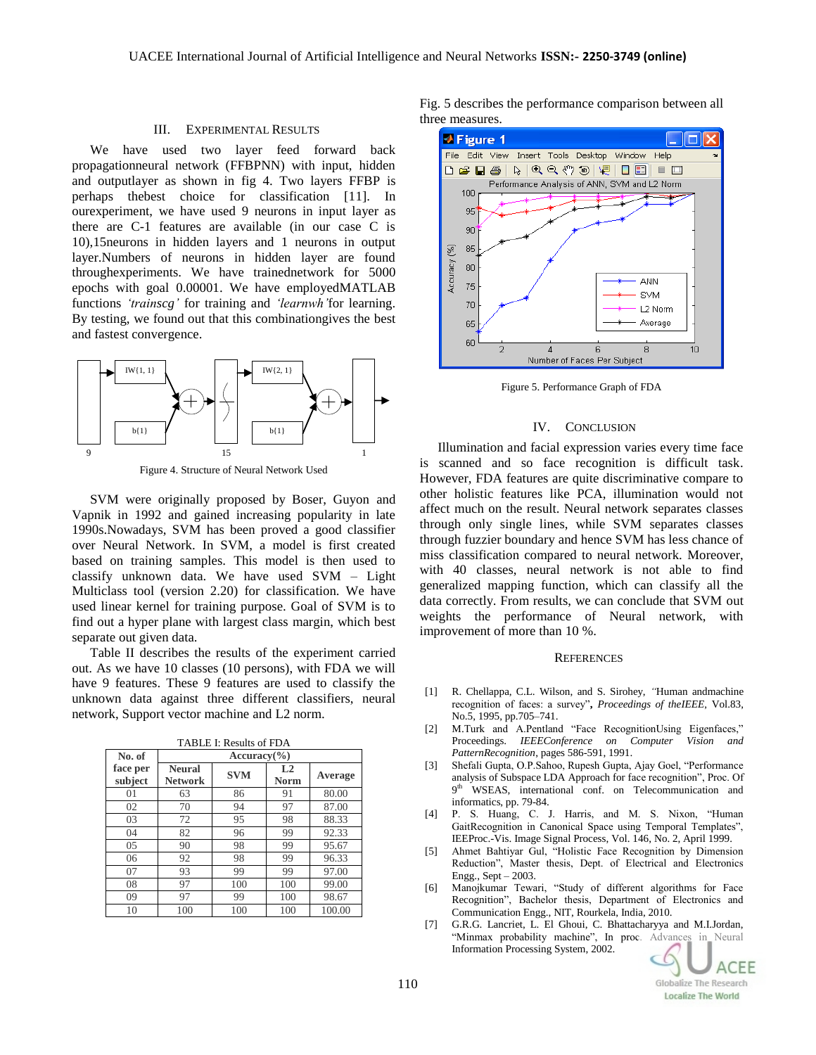## III. Experimental Results

We have used two layer feed forward back propagationneural network (FFBPNN) with input, hidden and outputlayer as shown in fig 4. Two layers FFBP is perhaps thebest choice for classification [11]. In ourexperiment, we have used 9 neurons in input layer as there are C-1 features are available (in our case C is 10),15neurons in hidden layers and 1 neurons in output layer.Numbers of neurons in hidden layer are found throughexperiments. We have trainednetwork for 5000 epochs with goal 0.00001. We have employedMATLAB functions *'trainscg'* for training and *'learnwh'*for learning. By testing, we found out that this combinationgives the best and fastest convergence.

Figure 4. Structure of Neural Network Used

SVM were originally proposed by Boser, Guyon and Vapnik in 1992 and gained increasing popularity in late 1990s.Nowadays, SVM has been proved a good classifier over Neural Network. In SVM, a model is first created based on training samples. This model is then used to classify unknown data. We have used SVM – Light Multiclass tool (version 2.20) for classification. We have used linear kernel for training purpose. Goal of SVM is to find out a hyper plane with largest class margin, which best separate out given data.

Table II describes the results of the experiment carried out. As we have 10 classes (10 persons), with FDA we will have 9 features. These 9 features are used to classify the unknown data against three different classifiers, neural network, Support vector machine and L2 norm.

TABLE I: Results of FDA

| No. of face per subject | Accuracy(%) | | | |
|---|---|---|---|---|
| | Neural Network | SVM | L2 Norm | Average |
| 01 | 63 | 86 | 91 | 80.00 |
| 02 | 70 | 94 | 97 | 87.00 |
| 03 | 72 | 95 | 98 | 88.33 |
| 04 | 82 | 96 | 99 | 92.33 |
| 05 | 90 | 98 | 99 | 95.67 |
| 06 | 92 | 98 | 99 | 96.33 |
| 07 | 93 | 99 | 99 | 97.00 |
| 08 | 97 | 100 | 100 | 99.00 |
| 09 | 97 | 99 | 100 | 98.67 |
| 10 | 100 | 100 | 100 | 100.00 |

Fig. 5 describes the performance comparison between all three measures.

Figure 5. Performance Graph of FDA

## IV. Conclusion

Illumination and facial expression varies every time face is scanned and so face recognition is difficult task. However, FDA features are quite discriminative compare to other holistic features like PCA, illumination would not affect much on the result. Neural network separates classes through only single lines, while SVM separates classes through fuzzier boundary and hence SVM has less chance of miss classification compared to neural network. Moreover, with 40 classes, neural network is not able to find generalized mapping function, which can classify all the data correctly. From results, we can conclude that SVM out weights the performance of Neural network, with improvement of more than 10 %.

## References

[1] R. Chellappa, C.L. Wilson, and S. Sirohey, "Human andmachine recognition of faces: a survey", *Proceedings of theIEEE*, Vol.83, No.5, 1995, pp.705–741.

[2] M.Turk and A.Pentland "Face RecognitionUsing Eigenfaces," Proceedings. *IEEEConference on Computer Vision and PatternRecognition*, pages 586-591, 1991.

[3] Shefali Gupta, O.P.Sahoo, Rupesh Gupta, Ajay Goel, "Performance analysis of Subspace LDA Approach for face recognition", Proc. Of 9th WSEAS, international conf. on Telecommunication and informatics, pp. 79-84.

[4] P. S. Huang, C. J. Harris, and M. S. Nixon, "Human GaitRecognition in Canonical Space using Temporal Templates", IEEProc.-Vis. Image Signal Process, Vol. 146, No. 2, April 1999.

[5] Ahmet Bahtiyar Gul, "Holistic Face Recognition by Dimension Reduction", Master thesis, Dept. of Electrical and Electronics Engg., Sept – 2003.

[6] Manojkumar Tewari, "Study of different algorithms for Face Recognition", Bachelor thesis, Department of Electronics and Communication Engg., NIT, Rourkela, India, 2010.

[7] G.R.G. Lancriet, L. El Ghoui, C. Bhattacharyya and M.I.Jordan, "Minmax probability machine", In proc. Advances in Neural Information Processing System, 2002.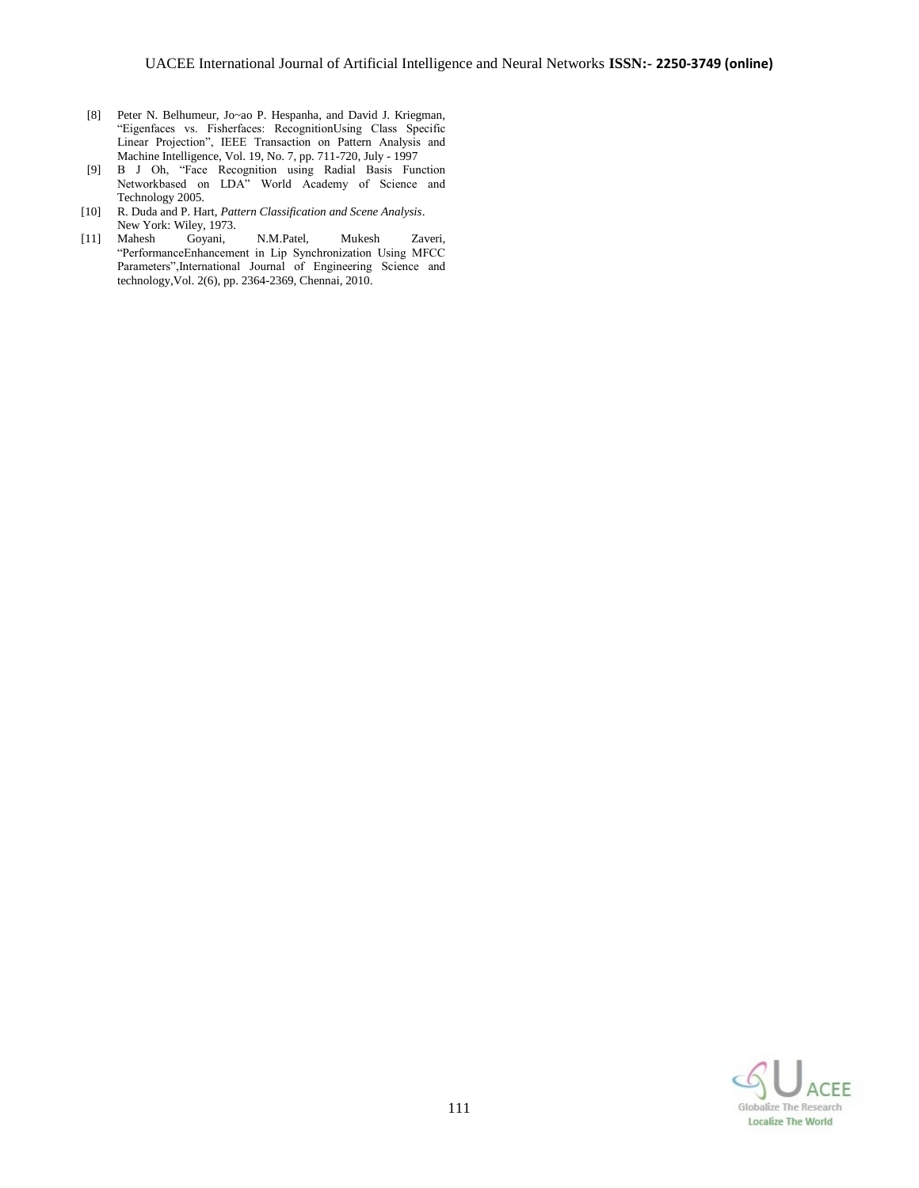[8] Peter N. Belhumeur, Jo~ao P. Hespanha, and David J. Kriegman, "Eigenfaces vs. Fisherfaces: RecognitionUsing Class Specific Linear Projection", IEEE Transaction on Pattern Analysis and Machine Intelligence, Vol. 19, No. 7, pp. 711-720, July - 1997

[9] B J Oh, "Face Recognition using Radial Basis Function Networkbased on LDA" World Academy of Science and Technology 2005.

[10] R. Duda and P. Hart, *Pattern Classification and Scene Analysis*. New York: Wiley, 1973.

[11] Mahesh Goyani, N.M.Patel, Mukesh Zaveri, "PerformanceEnhancement in Lip Synchronization Using MFCC Parameters",International Journal of Engineering Science and technology,Vol. 2(6), pp. 2364-2369, Chennai, 2010.